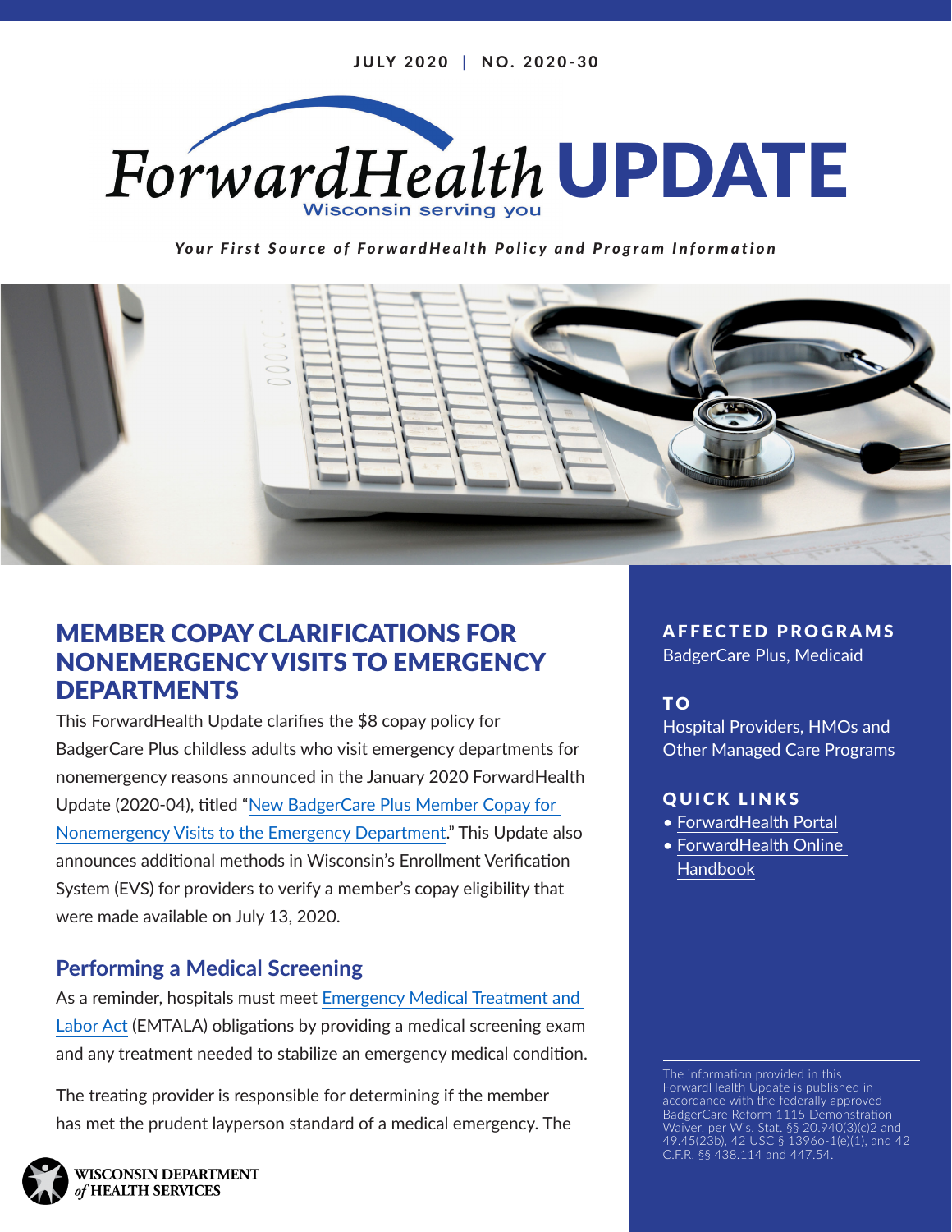JULY 2020 | NO. 2020-30

# ForwardHealth UPDATE

Wisconsin serving you

*Your First Source of ForwardHealth Policy and Program Information*

## MEMBER COPAY CLARIFICATIONS FOR NONEMERGENCY VISITS TO EMERGENCY DEPARTMENTS

This ForwardHealth Update clarifies the $8 copay policy for BadgerCare Plus childless adults who visit emergency departments for nonemergency reasons announced in the January 2020 ForwardHealth Update (2020-04), titled "New BadgerCare Plus Member Copay for Nonemergency Visits to the Emergency Department." This Update also announces additional methods in Wisconsin's Enrollment Verification System (EVS) for providers to verify a member's copay eligibility that were made available on July 13, 2020.

### Performing a Medical Screening

As a reminder, hospitals must meet Emergency Medical Treatment and Labor Act (EMTALA) obligations by providing a medical screening exam and any treatment needed to stabilize an emergency medical condition.

The treating provider is responsible for determining if the member has met the prudent layperson standard of a medical emergency. The

**AFFECTED PROGRAMS**
BadgerCare Plus, Medicaid

**TO**
Hospital Providers, HMOs and Other Managed Care Programs

**QUICK LINKS**
- ForwardHealth Portal
- ForwardHealth Online Handbook

The information provided in this ForwardHealth Update is published in accordance with the federally approved BadgerCare Reform 1115 Demonstration Waiver, per Wis. Stat. §§ 20.940(3)(c)2 and 49.45(23b), 42 USC § 1396o-1(e)(1), and 42 C.F.R. §§ 438.114 and 447.54.

WISCONSIN DEPARTMENT of HEALTH SERVICES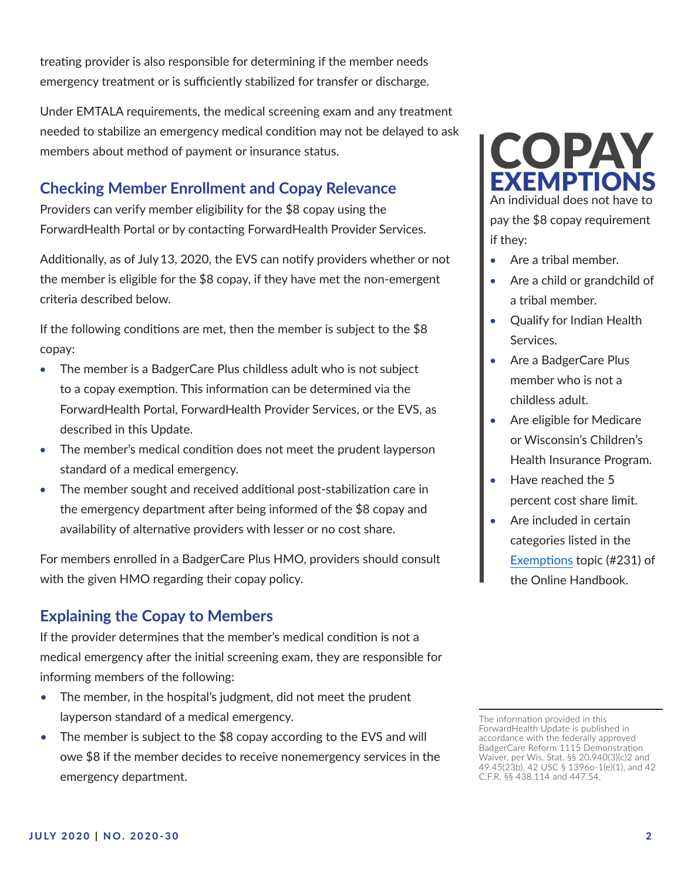treating provider is also responsible for determining if the member needs emergency treatment or is sufficiently stabilized for transfer or discharge.

Under EMTALA requirements, the medical screening exam and any treatment needed to stabilize an emergency medical condition may not be delayed to ask members about method of payment or insurance status.

## Checking Member Enrollment and Copay Relevance

Providers can verify member eligibility for the $8 copay using the ForwardHealth Portal or by contacting ForwardHealth Provider Services.

Additionally, as of July 13, 2020, the EVS can notify providers whether or not the member is eligible for the $8 copay, if they have met the non-emergent criteria described below.

If the following conditions are met, then the member is subject to the $8 copay:

- The member is a BadgerCare Plus childless adult who is not subject to a copay exemption. This information can be determined via the ForwardHealth Portal, ForwardHealth Provider Services, or the EVS, as described in this Update.
- The member's medical condition does not meet the prudent layperson standard of a medical emergency.
- The member sought and received additional post-stabilization care in the emergency department after being informed of the $8 copay and availability of alternative providers with lesser or no cost share.

For members enrolled in a BadgerCare Plus HMO, providers should consult with the given HMO regarding their copay policy.

## Explaining the Copay to Members

If the provider determines that the member's medical condition is not a medical emergency after the initial screening exam, they are responsible for informing members of the following:

- The member, in the hospital's judgment, did not meet the prudent layperson standard of a medical emergency.
- The member is subject to the $8 copay according to the EVS and will owe $8 if the member decides to receive nonemergency services in the emergency department.

## COPAY EXEMPTIONS

An individual does not have to pay the $8 copay requirement if they:

- Are a tribal member.
- Are a child or grandchild of a tribal member.
- Qualify for Indian Health Services.
- Are a BadgerCare Plus member who is not a childless adult.
- Are eligible for Medicare or Wisconsin's Children's Health Insurance Program.
- Have reached the 5 percent cost share limit.
- Are included in certain categories listed in the Exemptions topic (#231) of the Online Handbook.

The information provided in this ForwardHealth Update is published in accordance with the federally approved BadgerCare Reform 1115 Demonstration Waiver, per Wis. Stat. §§ 20.940(3)(c)2 and 49.45(23b), 42 USC § 1396o-1(e)(1), and 42 C.F.R. §§ 438.114 and 447.54.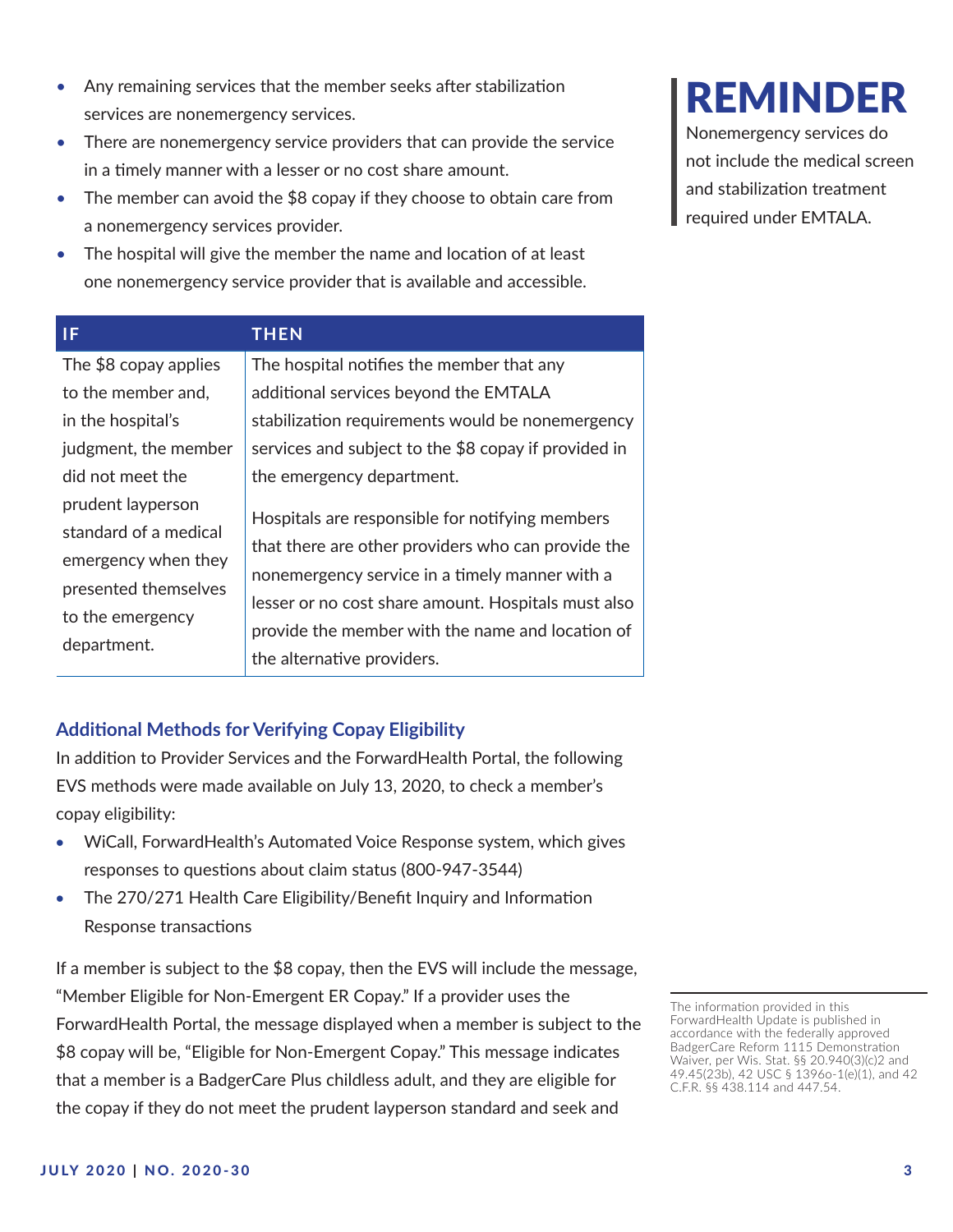- Any remaining services that the member seeks after stabilization services are nonemergency services.
- There are nonemergency service providers that can provide the service in a timely manner with a lesser or no cost share amount.
- The member can avoid the $8 copay if they choose to obtain care from a nonemergency services provider.
- The hospital will give the member the name and location of at least one nonemergency service provider that is available and accessible.

## REMINDER

Nonemergency services do not include the medical screen and stabilization treatment required under EMTALA.

| IF | THEN |
| --- | --- |
| The $8 copay applies to the member and, in the hospital's judgment, the member did not meet the prudent layperson standard of a medical emergency when they presented themselves to the emergency department. | The hospital notifies the member that any additional services beyond the EMTALA stabilization requirements would be nonemergency services and subject to the $8 copay if provided in the emergency department.<br><br>Hospitals are responsible for notifying members that there are other providers who can provide the nonemergency service in a timely manner with a lesser or no cost share amount. Hospitals must also provide the member with the name and location of the alternative providers. |

### Additional Methods for Verifying Copay Eligibility

In addition to Provider Services and the ForwardHealth Portal, the following EVS methods were made available on July 13, 2020, to check a member's copay eligibility:

- WiCall, ForwardHealth's Automated Voice Response system, which gives responses to questions about claim status (800-947-3544)
- The 270/271 Health Care Eligibility/Benefit Inquiry and Information Response transactions

If a member is subject to the $8 copay, then the EVS will include the message, "Member Eligible for Non-Emergent ER Copay." If a provider uses the ForwardHealth Portal, the message displayed when a member is subject to the $8 copay will be, "Eligible for Non-Emergent Copay." This message indicates that a member is a BadgerCare Plus childless adult, and they are eligible for the copay if they do not meet the prudent layperson standard and seek and

The information provided in this ForwardHealth Update is published in accordance with the federally approved BadgerCare Reform 1115 Demonstration Waiver, per Wis. Stat. §§ 20.940(3)(c)2 and 49.45(23b), 42 USC § 1396o-1(e)(1), and 42 C.F.R. §§ 438.114 and 447.54.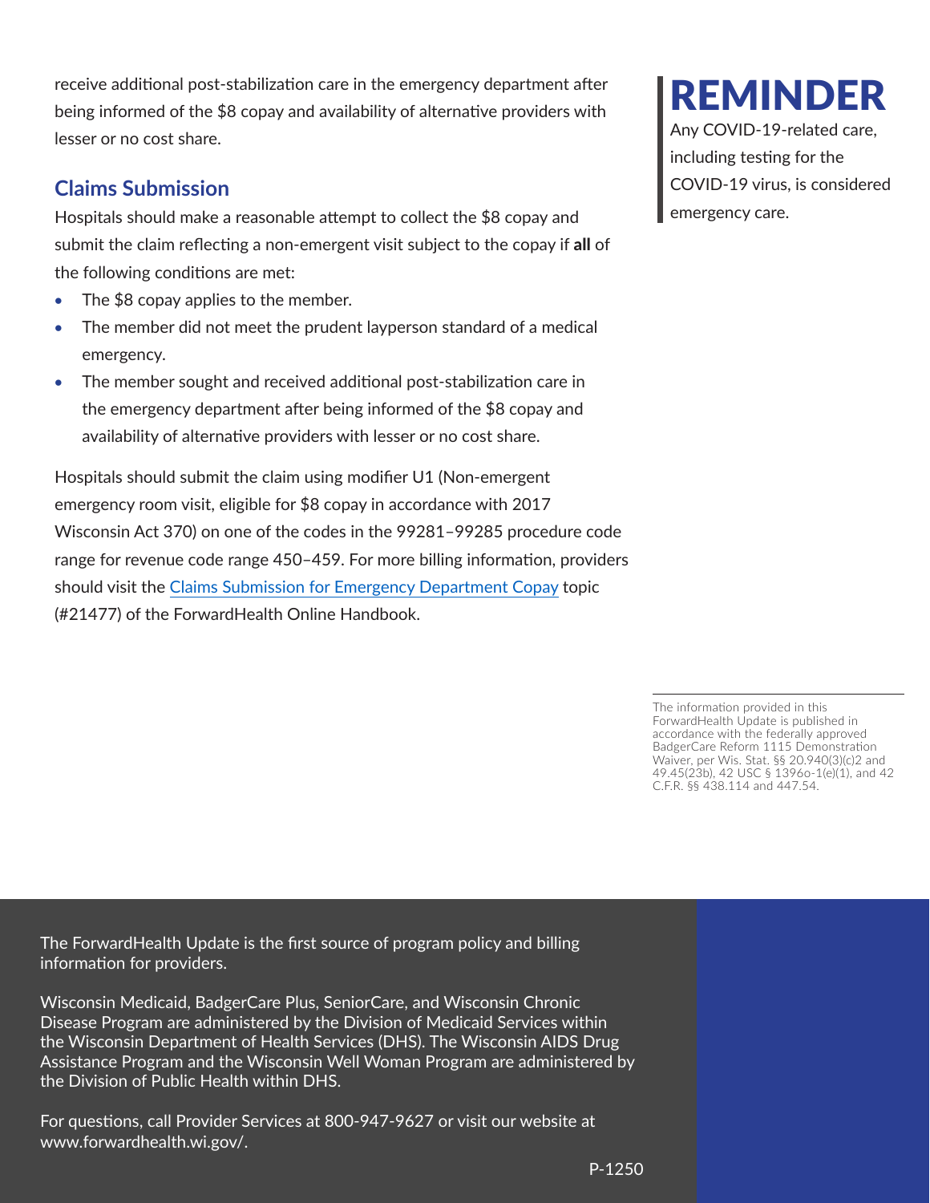receive additional post-stabilization care in the emergency department after being informed of the $8 copay and availability of alternative providers with lesser or no cost share.

## Claims Submission

Hospitals should make a reasonable attempt to collect the $8 copay and submit the claim reflecting a non-emergent visit subject to the copay if **all** of the following conditions are met:

- The $8 copay applies to the member.
- The member did not meet the prudent layperson standard of a medical emergency.
- The member sought and received additional post-stabilization care in the emergency department after being informed of the $8 copay and availability of alternative providers with lesser or no cost share.

Hospitals should submit the claim using modifier U1 (Non-emergent emergency room visit, eligible for $8 copay in accordance with 2017 Wisconsin Act 370) on one of the codes in the 99281–99285 procedure code range for revenue code range 450–459. For more billing information, providers should visit the Claims Submission for Emergency Department Copay topic (#21477) of the ForwardHealth Online Handbook.

# REMINDER

Any COVID-19-related care, including testing for the COVID-19 virus, is considered emergency care.

The information provided in this ForwardHealth Update is published in accordance with the federally approved BadgerCare Reform 1115 Demonstration Waiver, per Wis. Stat. §§ 20.940(3)(c)2 and 49.45(23b), 42 USC § 1396o-1(e)(1), and 42 C.F.R. §§ 438.114 and 447.54.

The ForwardHealth Update is the first source of program policy and billing information for providers.

Wisconsin Medicaid, BadgerCare Plus, SeniorCare, and Wisconsin Chronic Disease Program are administered by the Division of Medicaid Services within the Wisconsin Department of Health Services (DHS). The Wisconsin AIDS Drug Assistance Program and the Wisconsin Well Woman Program are administered by the Division of Public Health within DHS.

For questions, call Provider Services at 800-947-9627 or visit our website at www.forwardhealth.wi.gov/.

P-1250